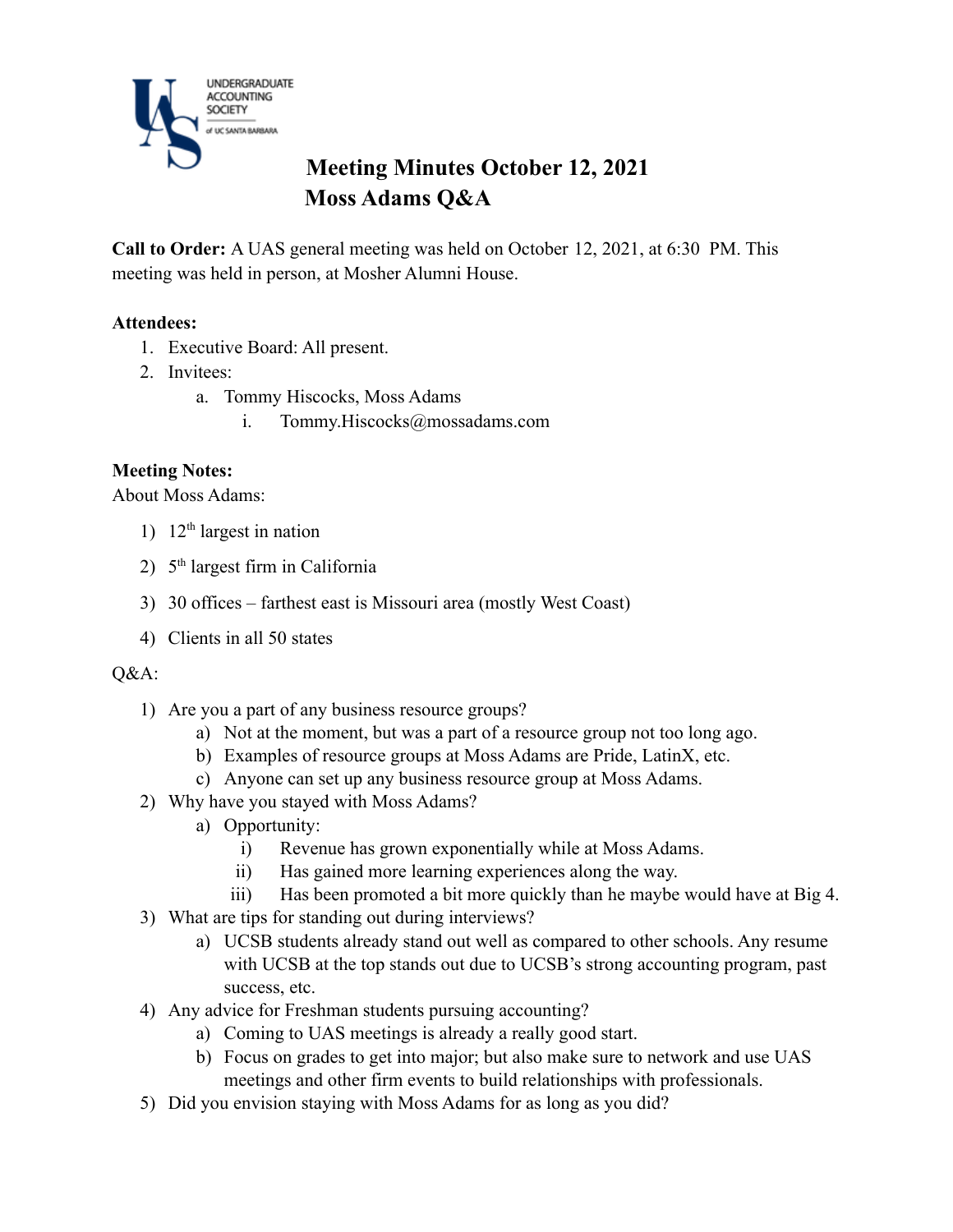UNDERGRADUATE ACCOUNTING SOCIETY of UC SANTA BARBARA

# Meeting Minutes October 12, 2021
# Moss Adams Q&A

**Call to Order:** A UAS general meeting was held on October 12, 2021, at 6:30 PM. This meeting was held in person, at Mosher Alumni House.

**Attendees:**

1. Executive Board: All present.
2. Invitees:
   a. Tommy Hiscocks, Moss Adams
      i. Tommy.Hiscocks@mossadams.com

**Meeting Notes:**

About Moss Adams:

1) 12th largest in nation
2) 5th largest firm in California
3) 30 offices – farthest east is Missouri area (mostly West Coast)
4) Clients in all 50 states

Q&A:

1) Are you a part of any business resource groups?
   a) Not at the moment, but was a part of a resource group not too long ago.
   b) Examples of resource groups at Moss Adams are Pride, LatinX, etc.
   c) Anyone can set up any business resource group at Moss Adams.
2) Why have you stayed with Moss Adams?
   a) Opportunity:
      i) Revenue has grown exponentially while at Moss Adams.
      ii) Has gained more learning experiences along the way.
      iii) Has been promoted a bit more quickly than he maybe would have at Big 4.
3) What are tips for standing out during interviews?
   a) UCSB students already stand out well as compared to other schools. Any resume with UCSB at the top stands out due to UCSB's strong accounting program, past success, etc.
4) Any advice for Freshman students pursuing accounting?
   a) Coming to UAS meetings is already a really good start.
   b) Focus on grades to get into major; but also make sure to network and use UAS meetings and other firm events to build relationships with professionals.
5) Did you envision staying with Moss Adams for as long as you did?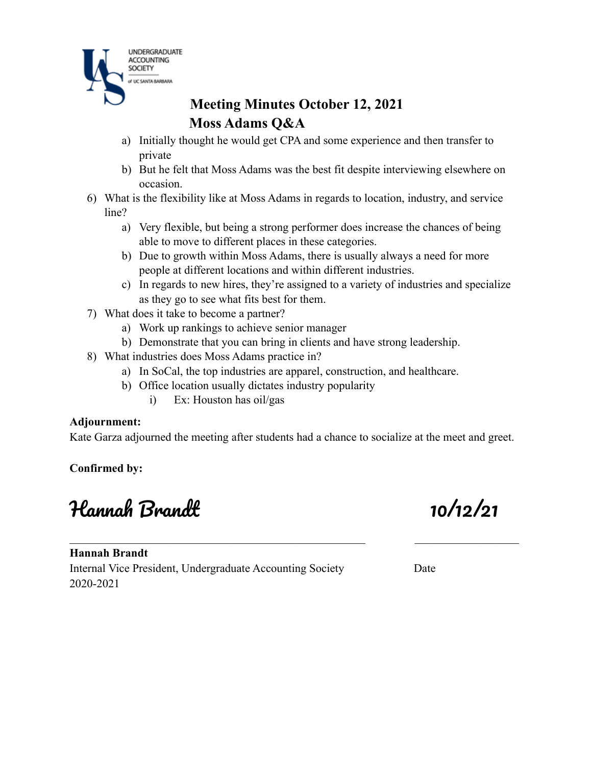# Meeting Minutes October 12, 2021
## Moss Adams Q&A

   a) Initially thought he would get CPA and some experience and then transfer to private
   b) But he felt that Moss Adams was the best fit despite interviewing elsewhere on occasion.

6) What is the flexibility like at Moss Adams in regards to location, industry, and service line?
   a) Very flexible, but being a strong performer does increase the chances of being able to move to different places in these categories.
   b) Due to growth within Moss Adams, there is usually always a need for more people at different locations and within different industries.
   c) In regards to new hires, they're assigned to a variety of industries and specialize as they go to see what fits best for them.
7) What does it take to become a partner?
   a) Work up rankings to achieve senior manager
   b) Demonstrate that you can bring in clients and have strong leadership.
8) What industries does Moss Adams practice in?
   a) In SoCal, the top industries are apparel, construction, and healthcare.
   b) Office location usually dictates industry popularity
      i) Ex: Houston has oil/gas

**Adjournment:**
Kate Garza adjourned the meeting after students had a chance to socialize at the meet and greet.

**Confirmed by:**

Hannah Brandt 10/12/21

**Hannah Brandt**
Internal Vice President, Undergraduate Accounting Society
2020-2021

Date